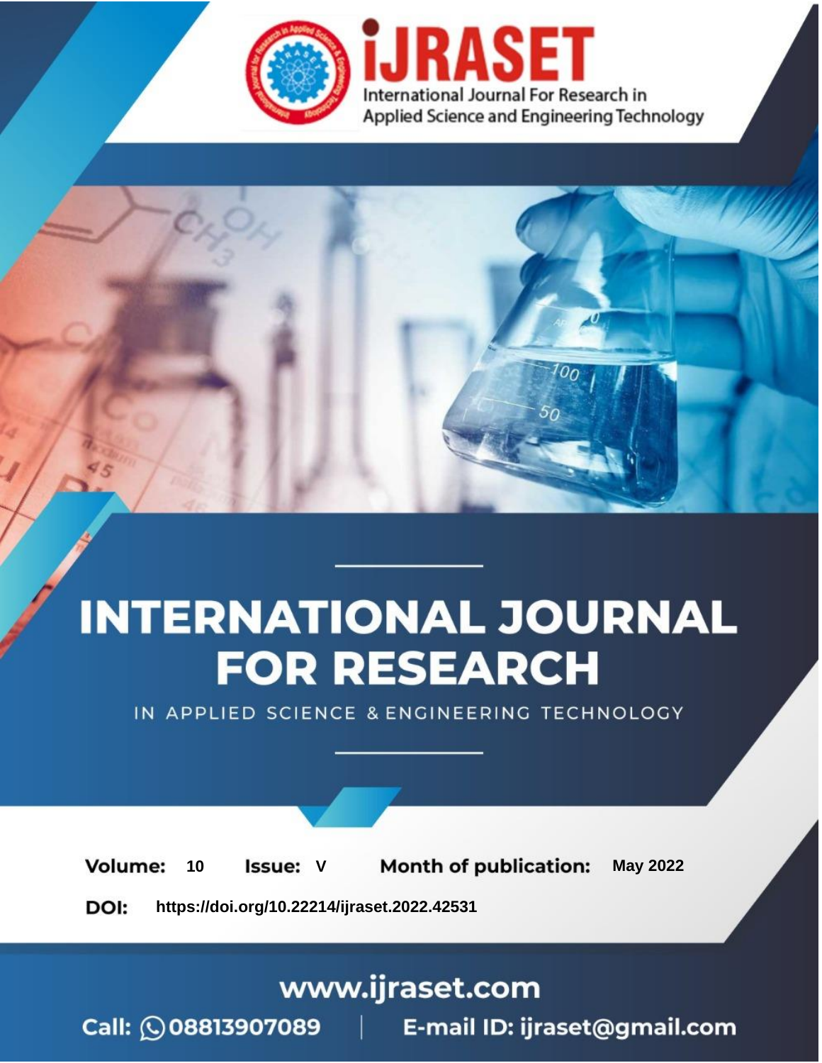# INTERNATIONAL JOURNAL FOR RESEARCH

IN APPLIED SCIENCE & ENGINEERING TECHNOLOGY

**Volume:** 10 **Issue:** V **Month of publication:** May 2022

**DOI:** https://doi.org/10.22214/ijraset.2022.42531

www.ijraset.com

Call: 08813907089 | E-mail ID: ijraset@gmail.com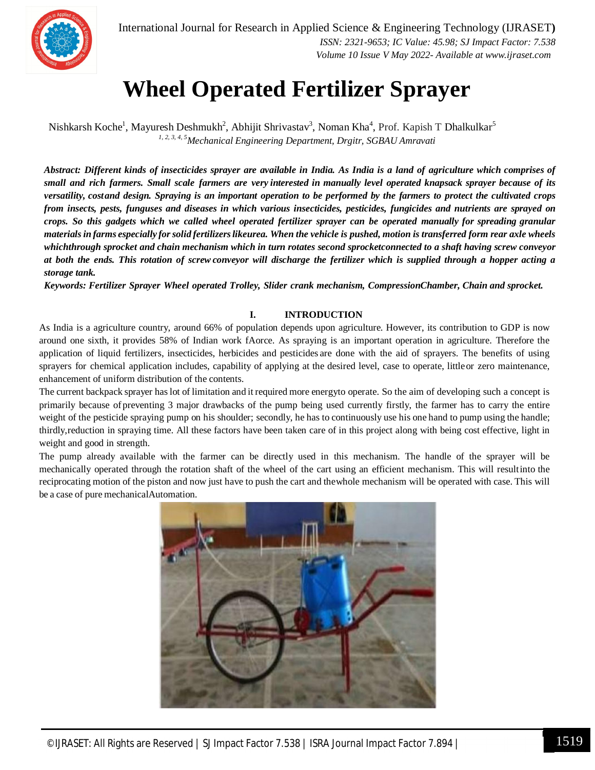# Wheel Operated Fertilizer Sprayer

Nishkarsh Koche[1], Mayuresh Deshmukh[2], Abhijit Shrivastav[3], Noman Kha[4], Prof. Kapish T Dhalkulkar[5]

*[1, 2, 3, 4, 5]Mechanical Engineering Department, Drgitr, SGBAU Amravati*

***Abstract:** Different kinds of insecticides sprayer are available in India. As India is a land of agriculture which comprises of small and rich farmers. Small scale farmers are very interested in manually level operated knapsack sprayer because of its versatility, costand design. Spraying is an important operation to be performed by the farmers to protect the cultivated crops from insects, pests, funguses and diseases in which various insecticides, pesticides, fungicides and nutrients are sprayed on crops. So this gadgets which we called wheel operated fertilizer sprayer can be operated manually for spreading granular materials in farms especially for solid fertilizers likeurea. When the vehicle is pushed, motion is transferred form rear axle wheels whichthrough sprocket and chain mechanism which in turn rotates second sprocketconnected to a shaft having screw conveyor at both the ends. This rotation of screw conveyor will discharge the fertilizer which is supplied through a hopper acting a storage tank.***

***Keywords:** Fertilizer Sprayer Wheel operated Trolley, Slider crank mechanism, CompressionChamber, Chain and sprocket.*

## I. INTRODUCTION

As India is a agriculture country, around 66% of population depends upon agriculture. However, its contribution to GDP is now around one sixth, it provides 58% of Indian work fAorce. As spraying is an important operation in agriculture. Therefore the application of liquid fertilizers, insecticides, herbicides and pesticides are done with the aid of sprayers. The benefits of using sprayers for chemical application includes, capability of applying at the desired level, case to operate, little or zero maintenance, enhancement of uniform distribution of the contents.

The current backpack sprayer has lot of limitation and it required more energyto operate. So the aim of developing such a concept is primarily because of preventing 3 major drawbacks of the pump being used currently firstly, the farmer has to carry the entire weight of the pesticide spraying pump on his shoulder; secondly, he has to continuously use his one hand to pump using the handle; thirdly,reduction in spraying time. All these factors have been taken care of in this project along with being cost effective, light in weight and good in strength.

The pump already available with the farmer can be directly used in this mechanism. The handle of the sprayer will be mechanically operated through the rotation shaft of the wheel of the cart using an efficient mechanism. This will resultinto the reciprocating motion of the piston and now just have to push the cart and thewhole mechanism will be operated with case. This will be a case of pure mechanicalAutomation.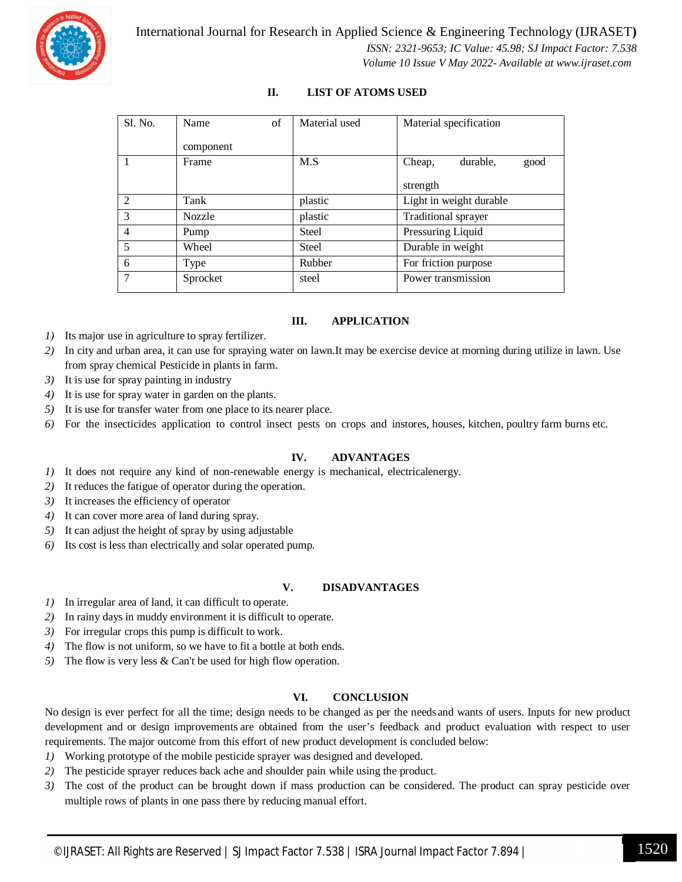## II. LIST OF ATOMS USED

| Sl. No. | Name of component | Material used | Material specification |
|---|---|---|---|
| 1 | Frame | M.S | Cheap, durable, good strength |
| 2 | Tank | plastic | Light in weight durable |
| 3 | Nozzle | plastic | Traditional sprayer |
| 4 | Pump | Steel | Pressuring Liquid |
| 5 | Wheel | Steel | Durable in weight |
| 6 | Type | Rubber | For friction purpose |
| 7 | Sprocket | steel | Power transmission |

## III. APPLICATION

1) Its major use in agriculture to spray fertilizer.
2) In city and urban area, it can use for spraying water on lawn.It may be exercise device at morning during utilize in lawn. Use from spray chemical Pesticide in plants in farm.
3) It is use for spray painting in industry
4) It is use for spray water in garden on the plants.
5) It is use for transfer water from one place to its nearer place.
6) For the insecticides application to control insect pests on crops and instores, houses, kitchen, poultry farm burns etc.

## IV. ADVANTAGES

1) It does not require any kind of non-renewable energy is mechanical, electricalenergy.
2) It reduces the fatigue of operator during the operation.
3) It increases the efficiency of operator
4) It can cover more area of land during spray.
5) It can adjust the height of spray by using adjustable
6) Its cost is less than electrically and solar operated pump.

## V. DISADVANTAGES

1) In irregular area of land, it can difficult to operate.
2) In rainy days in muddy environment it is difficult to operate.
3) For irregular crops this pump is difficult to work.
4) The flow is not uniform, so we have to fit a bottle at both ends.
5) The flow is very less & Can't be used for high flow operation.

## VI. CONCLUSION

No design is ever perfect for all the time; design needs to be changed as per the needs and wants of users. Inputs for new product development and or design improvements are obtained from the user's feedback and product evaluation with respect to user requirements. The major outcome from this effort of new product development is concluded below:

1) Working prototype of the mobile pesticide sprayer was designed and developed.
2) The pesticide sprayer reduces back ache and shoulder pain while using the product.
3) The cost of the product can be brought down if mass production can be considered. The product can spray pesticide over multiple rows of plants in one pass there by reducing manual effort.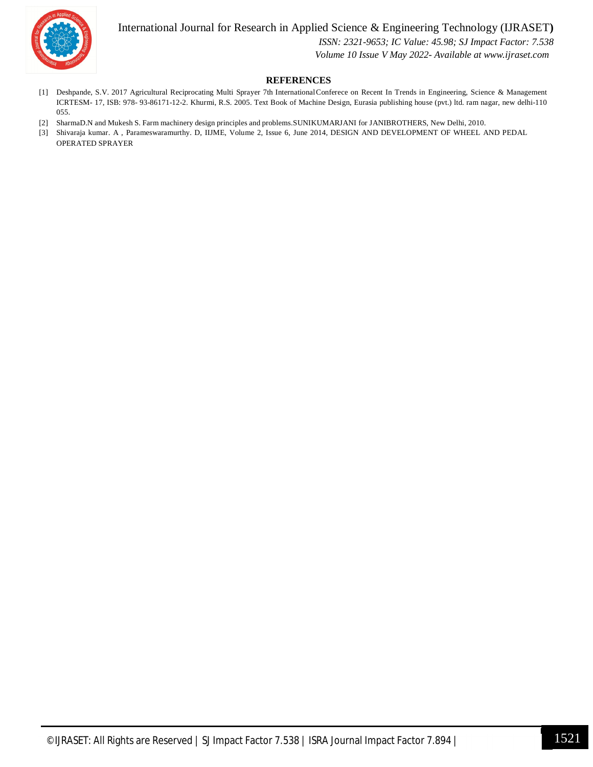## REFERENCES

[1] Deshpande, S.V. 2017 Agricultural Reciprocating Multi Sprayer 7th International Conferece on Recent In Trends in Engineering, Science & Management ICRTESM- 17, ISB: 978- 93-86171-12-2. Khurmi, R.S. 2005. Text Book of Machine Design, Eurasia publishing house (pvt.) ltd. ram nagar, new delhi-110 055.

[2] SharmaD.N and Mukesh S. Farm machinery design principles and problems.SUNIKUMARJANI for JANIBROTHERS, New Delhi, 2010.

[3] Shivaraja kumar. A , Parameswaramurthy. D, IIJME, Volume 2, Issue 6, June 2014, DESIGN AND DEVELOPMENT OF WHEEL AND PEDAL OPERATED SPRAYER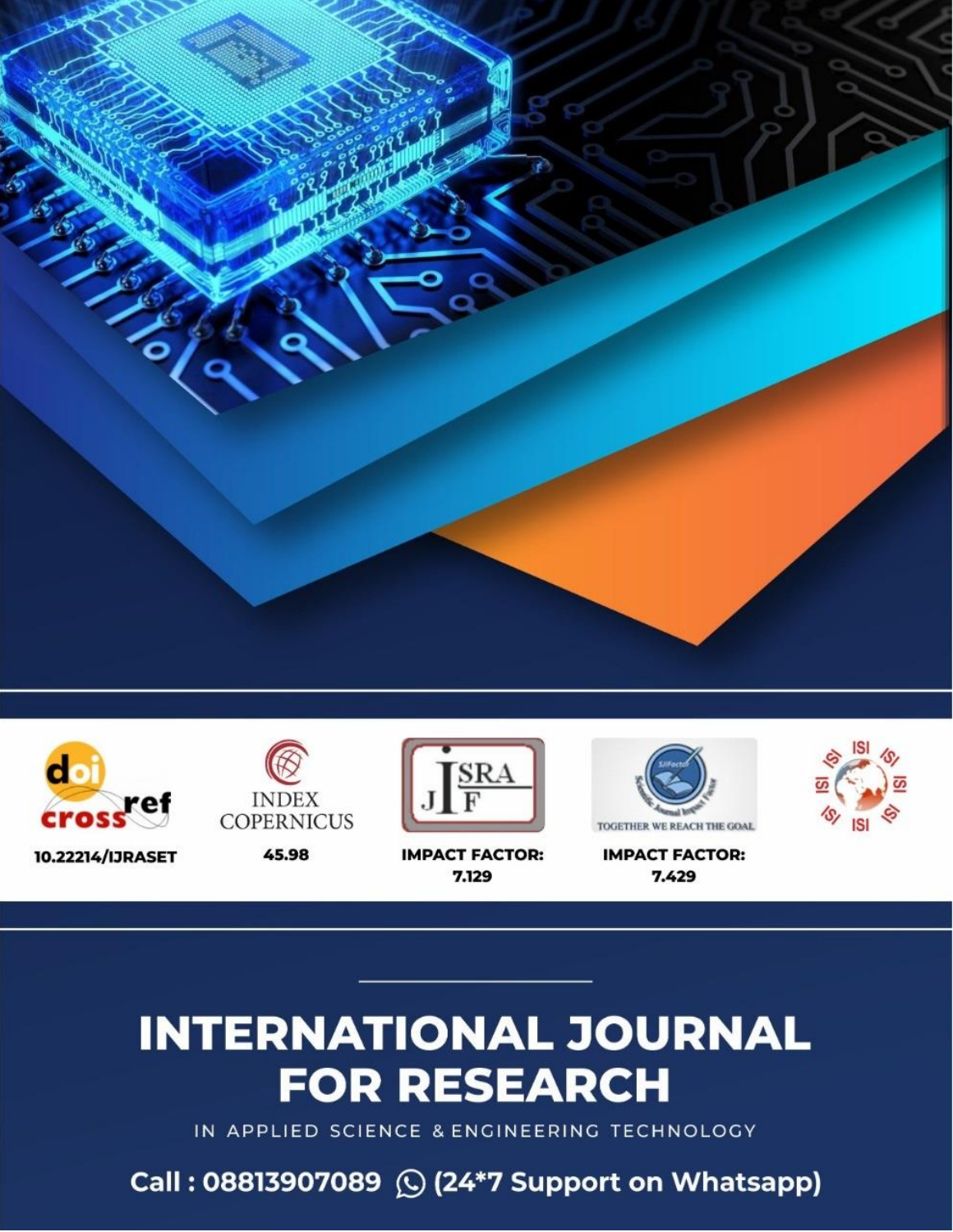10.22214/IJRASET

INDEX COPERNICUS

45.98

IMPACT FACTOR: 7.129

IMPACT FACTOR: 7.429

TOGETHER WE REACH THE GOAL

# INTERNATIONAL JOURNAL FOR RESEARCH

IN APPLIED SCIENCE & ENGINEERING TECHNOLOGY

Call : 08813907089 (24*7 Support on Whatsapp)